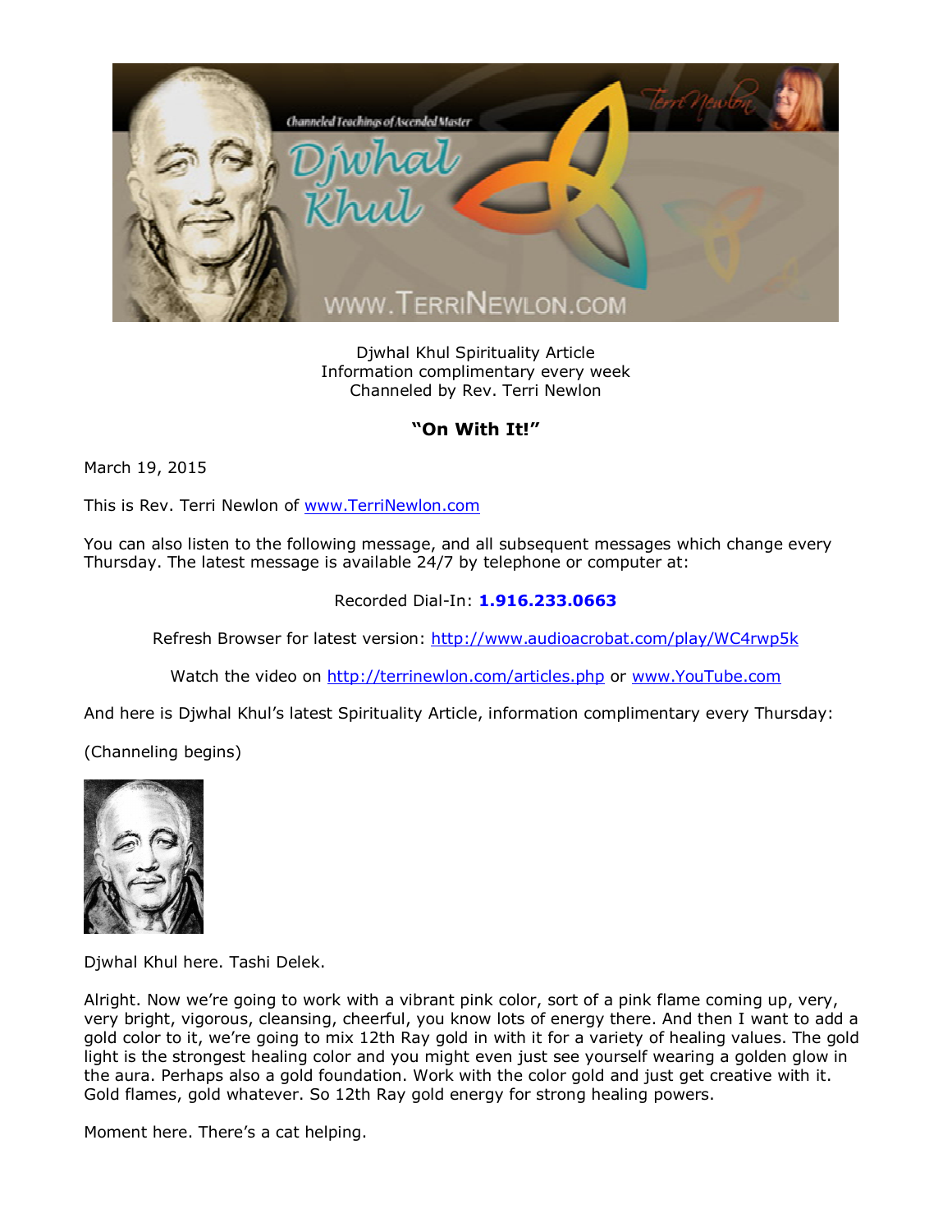Djwhal Khul Spirituality Article
Information complimentary every week
Channeled by Rev. Terri Newlon

## "On With It!"

March 19, 2015

This is Rev. Terri Newlon of www.TerriNewlon.com

You can also listen to the following message, and all subsequent messages which change every Thursday. The latest message is available 24/7 by telephone or computer at:

Recorded Dial-In: **1.916.233.0663**

Refresh Browser for latest version: http://www.audioacrobat.com/play/WC4rwp5k

Watch the video on http://terrinewlon.com/articles.php or www.YouTube.com

And here is Djwhal Khul's latest Spirituality Article, information complimentary every Thursday:

(Channeling begins)

Djwhal Khul here. Tashi Delek.

Alright. Now we're going to work with a vibrant pink color, sort of a pink flame coming up, very, very bright, vigorous, cleansing, cheerful, you know lots of energy there. And then I want to add a gold color to it, we're going to mix 12th Ray gold in with it for a variety of healing values. The gold light is the strongest healing color and you might even just see yourself wearing a golden glow in the aura. Perhaps also a gold foundation. Work with the color gold and just get creative with it. Gold flames, gold whatever. So 12th Ray gold energy for strong healing powers.

Moment here. There's a cat helping.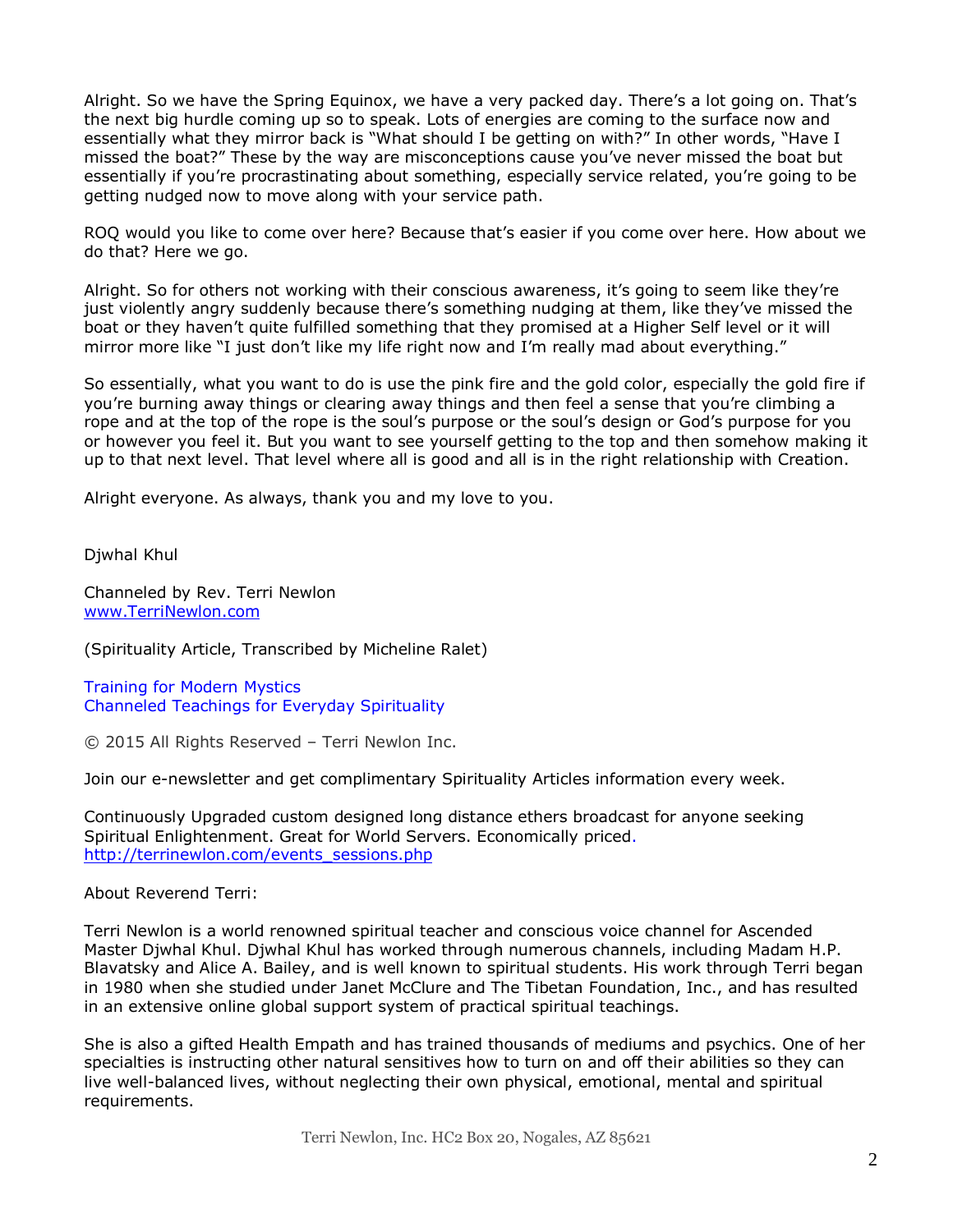Alright. So we have the Spring Equinox, we have a very packed day. There's a lot going on. That's the next big hurdle coming up so to speak. Lots of energies are coming to the surface now and essentially what they mirror back is "What should I be getting on with?" In other words, "Have I missed the boat?" These by the way are misconceptions cause you've never missed the boat but essentially if you're procrastinating about something, especially service related, you're going to be getting nudged now to move along with your service path.

ROQ would you like to come over here? Because that's easier if you come over here. How about we do that? Here we go.

Alright. So for others not working with their conscious awareness, it's going to seem like they're just violently angry suddenly because there's something nudging at them, like they've missed the boat or they haven't quite fulfilled something that they promised at a Higher Self level or it will mirror more like "I just don't like my life right now and I'm really mad about everything."

So essentially, what you want to do is use the pink fire and the gold color, especially the gold fire if you're burning away things or clearing away things and then feel a sense that you're climbing a rope and at the top of the rope is the soul's purpose or the soul's design or God's purpose for you or however you feel it. But you want to see yourself getting to the top and then somehow making it up to that next level. That level where all is good and all is in the right relationship with Creation.

Alright everyone. As always, thank you and my love to you.

Djwhal Khul

Channeled by Rev. Terri Newlon
www.TerriNewlon.com

(Spirituality Article, Transcribed by Micheline Ralet)

Training for Modern Mystics
Channeled Teachings for Everyday Spirituality

© 2015 All Rights Reserved – Terri Newlon Inc.

Join our e-newsletter and get complimentary Spirituality Articles information every week.

Continuously Upgraded custom designed long distance ethers broadcast for anyone seeking Spiritual Enlightenment. Great for World Servers. Economically priced.
http://terrinewlon.com/events_sessions.php

About Reverend Terri:

Terri Newlon is a world renowned spiritual teacher and conscious voice channel for Ascended Master Djwhal Khul. Djwhal Khul has worked through numerous channels, including Madam H.P. Blavatsky and Alice A. Bailey, and is well known to spiritual students. His work through Terri began in 1980 when she studied under Janet McClure and The Tibetan Foundation, Inc., and has resulted in an extensive online global support system of practical spiritual teachings.

She is also a gifted Health Empath and has trained thousands of mediums and psychics. One of her specialties is instructing other natural sensitives how to turn on and off their abilities so they can live well-balanced lives, without neglecting their own physical, emotional, mental and spiritual requirements.

Terri Newlon, Inc. HC2 Box 20, Nogales, AZ 85621